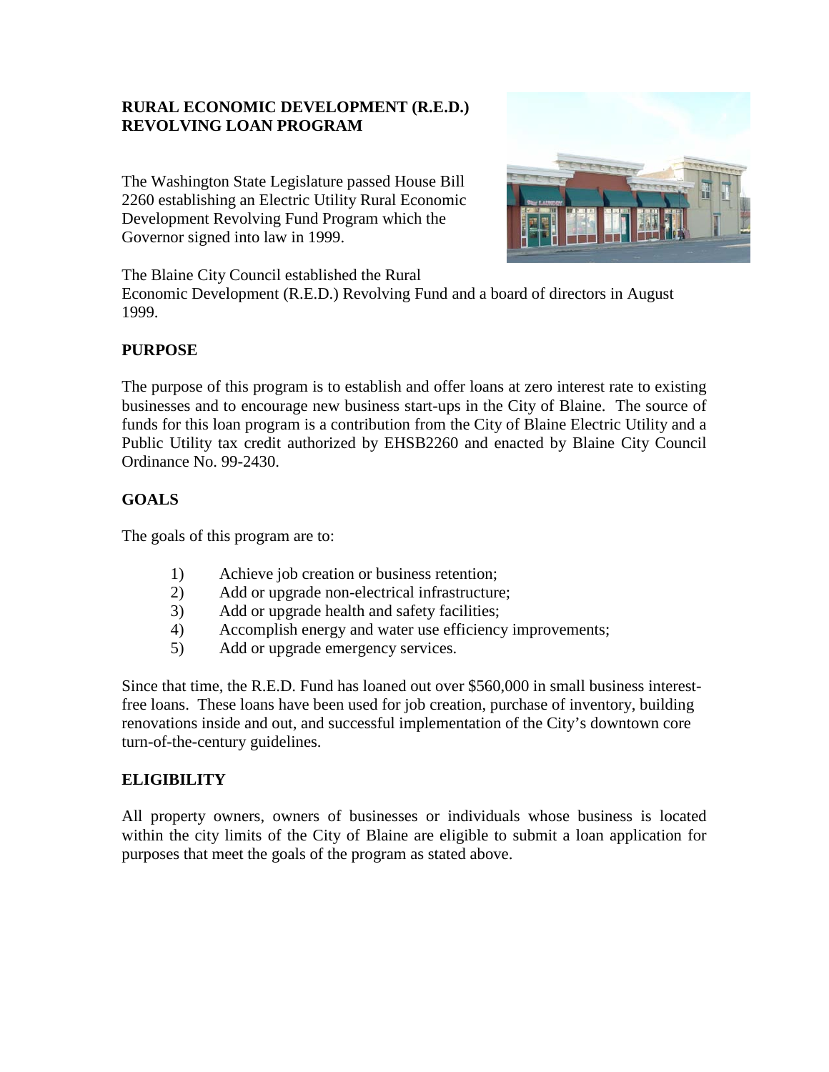# RURAL ECONOMIC DEVELOPMENT (R.E.D.) REVOLVING LOAN PROGRAM

The Washington State Legislature passed House Bill 2260 establishing an Electric Utility Rural Economic Development Revolving Fund Program which the Governor signed into law in 1999.

The Blaine City Council established the Rural Economic Development (R.E.D.) Revolving Fund and a board of directors in August 1999.

## PURPOSE

The purpose of this program is to establish and offer loans at zero interest rate to existing businesses and to encourage new business start-ups in the City of Blaine. The source of funds for this loan program is a contribution from the City of Blaine Electric Utility and a Public Utility tax credit authorized by EHSB2260 and enacted by Blaine City Council Ordinance No. 99-2430.

## GOALS

The goals of this program are to:

1) Achieve job creation or business retention;
2) Add or upgrade non-electrical infrastructure;
3) Add or upgrade health and safety facilities;
4) Accomplish energy and water use efficiency improvements;
5) Add or upgrade emergency services.

Since that time, the R.E.D. Fund has loaned out over $560,000 in small business interest-free loans. These loans have been used for job creation, purchase of inventory, building renovations inside and out, and successful implementation of the City's downtown core turn-of-the-century guidelines.

## ELIGIBILITY

All property owners, owners of businesses or individuals whose business is located within the city limits of the City of Blaine are eligible to submit a loan application for purposes that meet the goals of the program as stated above.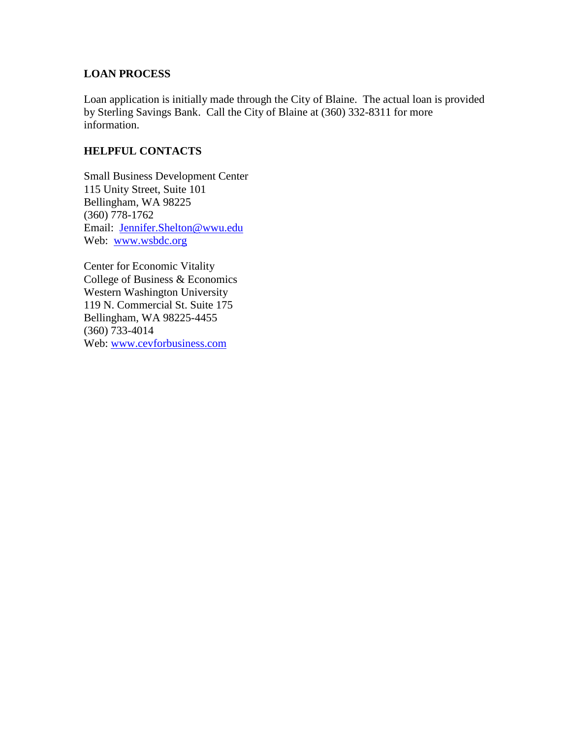## LOAN PROCESS

Loan application is initially made through the City of Blaine. The actual loan is provided by Sterling Savings Bank. Call the City of Blaine at (360) 332-8311 for more information.

## HELPFUL CONTACTS

Small Business Development Center  
115 Unity Street, Suite 101  
Bellingham, WA 98225  
(360) 778-1762  
Email: Jennifer.Shelton@wwu.edu  
Web: www.wsbdc.org

Center for Economic Vitality  
College of Business & Economics  
Western Washington University  
119 N. Commercial St. Suite 175  
Bellingham, WA 98225-4455  
(360) 733-4014  
Web: www.cevforbusiness.com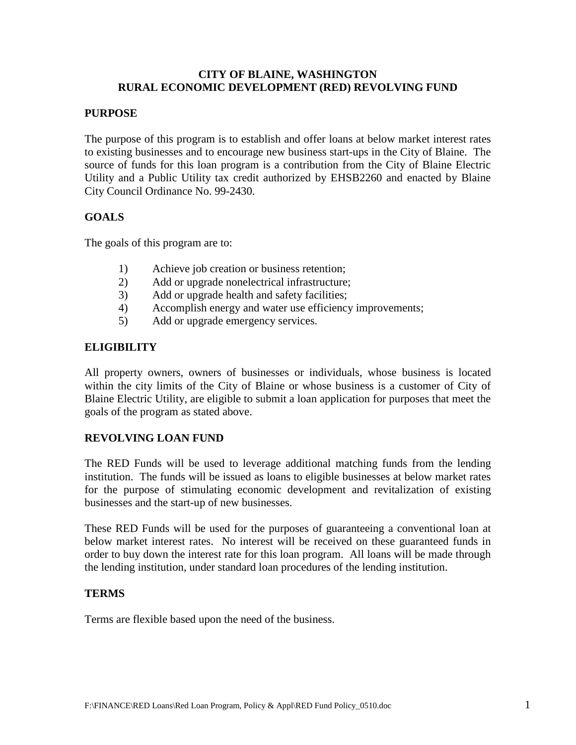**CITY OF BLAINE, WASHINGTON**
**RURAL ECONOMIC DEVELOPMENT (RED) REVOLVING FUND**

## PURPOSE

The purpose of this program is to establish and offer loans at below market interest rates to existing businesses and to encourage new business start-ups in the City of Blaine. The source of funds for this loan program is a contribution from the City of Blaine Electric Utility and a Public Utility tax credit authorized by EHSB2260 and enacted by Blaine City Council Ordinance No. 99-2430.

## GOALS

The goals of this program are to:

1) Achieve job creation or business retention;
2) Add or upgrade nonelectrical infrastructure;
3) Add or upgrade health and safety facilities;
4) Accomplish energy and water use efficiency improvements;
5) Add or upgrade emergency services.

## ELIGIBILITY

All property owners, owners of businesses or individuals, whose business is located within the city limits of the City of Blaine or whose business is a customer of City of Blaine Electric Utility, are eligible to submit a loan application for purposes that meet the goals of the program as stated above.

## REVOLVING LOAN FUND

The RED Funds will be used to leverage additional matching funds from the lending institution. The funds will be issued as loans to eligible businesses at below market rates for the purpose of stimulating economic development and revitalization of existing businesses and the start-up of new businesses.

These RED Funds will be used for the purposes of guaranteeing a conventional loan at below market interest rates. No interest will be received on these guaranteed funds in order to buy down the interest rate for this loan program. All loans will be made through the lending institution, under standard loan procedures of the lending institution.

## TERMS

Terms are flexible based upon the need of the business.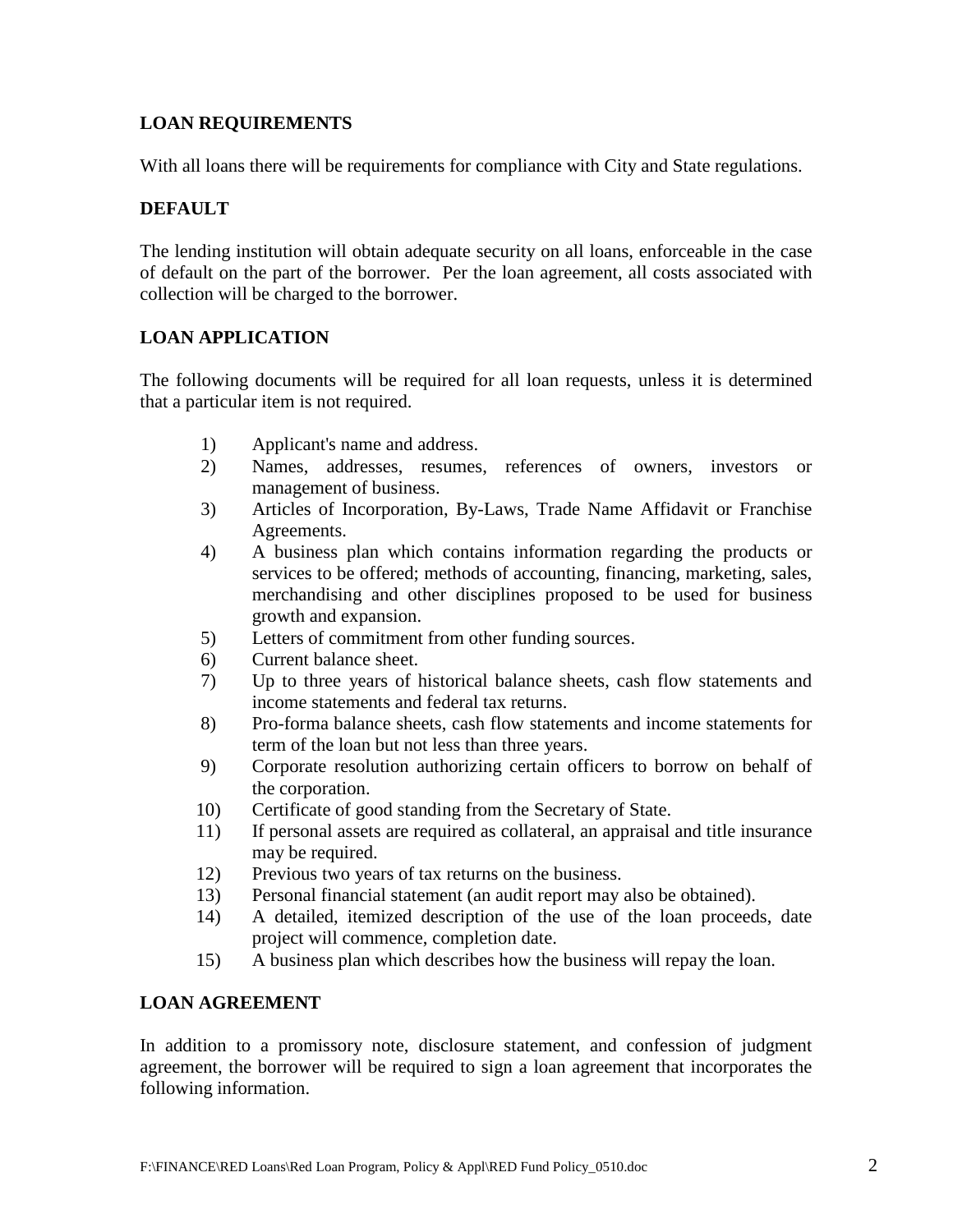**LOAN REQUIREMENTS**

With all loans there will be requirements for compliance with City and State regulations.

**DEFAULT**

The lending institution will obtain adequate security on all loans, enforceable in the case of default on the part of the borrower. Per the loan agreement, all costs associated with collection will be charged to the borrower.

**LOAN APPLICATION**

The following documents will be required for all loan requests, unless it is determined that a particular item is not required.

1) Applicant's name and address.
2) Names, addresses, resumes, references of owners, investors or management of business.
3) Articles of Incorporation, By-Laws, Trade Name Affidavit or Franchise Agreements.
4) A business plan which contains information regarding the products or services to be offered; methods of accounting, financing, marketing, sales, merchandising and other disciplines proposed to be used for business growth and expansion.
5) Letters of commitment from other funding sources.
6) Current balance sheet.
7) Up to three years of historical balance sheets, cash flow statements and income statements and federal tax returns.
8) Pro-forma balance sheets, cash flow statements and income statements for term of the loan but not less than three years.
9) Corporate resolution authorizing certain officers to borrow on behalf of the corporation.
10) Certificate of good standing from the Secretary of State.
11) If personal assets are required as collateral, an appraisal and title insurance may be required.
12) Previous two years of tax returns on the business.
13) Personal financial statement (an audit report may also be obtained).
14) A detailed, itemized description of the use of the loan proceeds, date project will commence, completion date.
15) A business plan which describes how the business will repay the loan.

**LOAN AGREEMENT**

In addition to a promissory note, disclosure statement, and confession of judgment agreement, the borrower will be required to sign a loan agreement that incorporates the following information.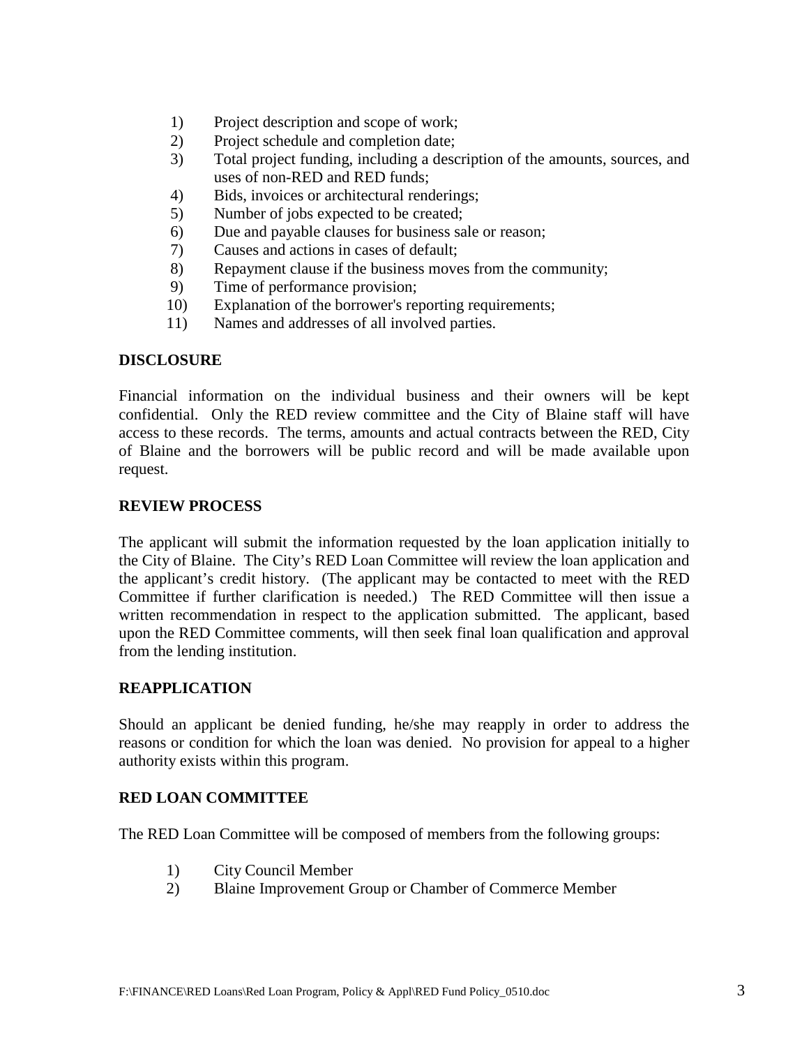1) Project description and scope of work;
2) Project schedule and completion date;
3) Total project funding, including a description of the amounts, sources, and uses of non-RED and RED funds;
4) Bids, invoices or architectural renderings;
5) Number of jobs expected to be created;
6) Due and payable clauses for business sale or reason;
7) Causes and actions in cases of default;
8) Repayment clause if the business moves from the community;
9) Time of performance provision;
10) Explanation of the borrower's reporting requirements;
11) Names and addresses of all involved parties.

**DISCLOSURE**

Financial information on the individual business and their owners will be kept confidential. Only the RED review committee and the City of Blaine staff will have access to these records. The terms, amounts and actual contracts between the RED, City of Blaine and the borrowers will be public record and will be made available upon request.

**REVIEW PROCESS**

The applicant will submit the information requested by the loan application initially to the City of Blaine. The City's RED Loan Committee will review the loan application and the applicant's credit history. (The applicant may be contacted to meet with the RED Committee if further clarification is needed.) The RED Committee will then issue a written recommendation in respect to the application submitted. The applicant, based upon the RED Committee comments, will then seek final loan qualification and approval from the lending institution.

**REAPPLICATION**

Should an applicant be denied funding, he/she may reapply in order to address the reasons or condition for which the loan was denied. No provision for appeal to a higher authority exists within this program.

**RED LOAN COMMITTEE**

The RED Loan Committee will be composed of members from the following groups:

1) City Council Member
2) Blaine Improvement Group or Chamber of Commerce Member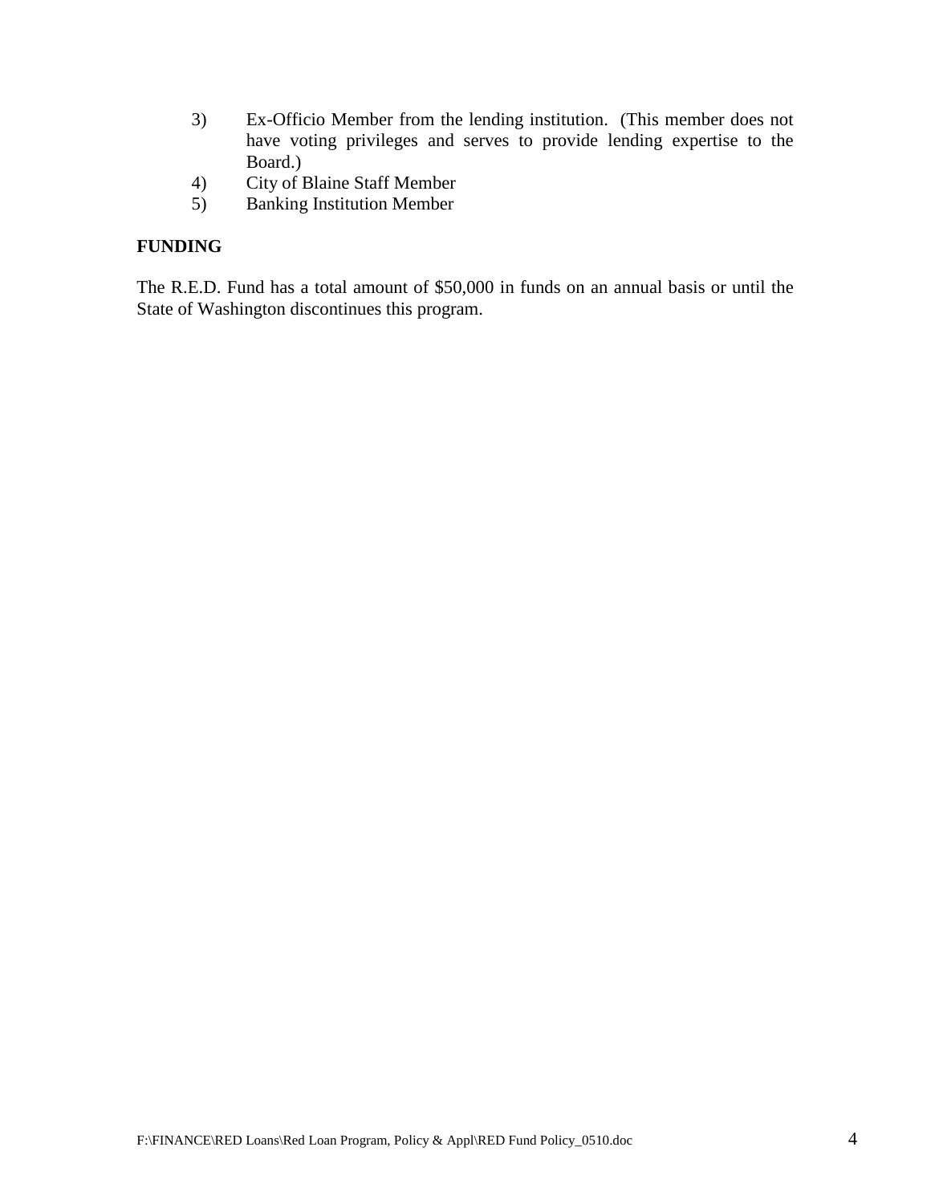3) Ex-Officio Member from the lending institution. (This member does not have voting privileges and serves to provide lending expertise to the Board.)
4) City of Blaine Staff Member
5) Banking Institution Member

**FUNDING**

The R.E.D. Fund has a total amount of $50,000 in funds on an annual basis or until the State of Washington discontinues this program.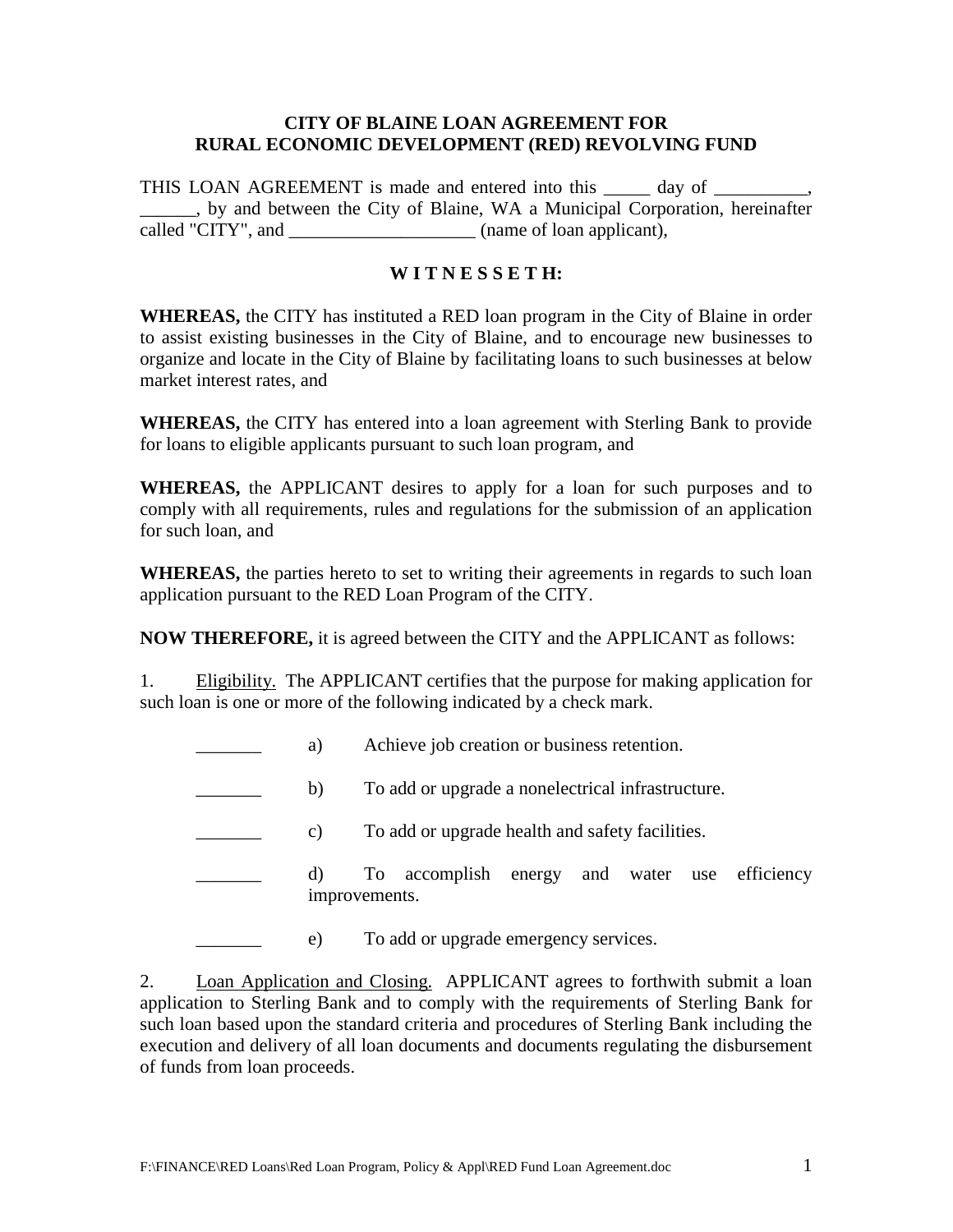# CITY OF BLAINE LOAN AGREEMENT FOR RURAL ECONOMIC DEVELOPMENT (RED) REVOLVING FUND

THIS LOAN AGREEMENT is made and entered into this _____ day of __________, ______, by and between the City of Blaine, WA a Municipal Corporation, hereinafter called "CITY", and ____________________ (name of loan applicant),

**W I T N E S S E T H:**

**WHEREAS,** the CITY has instituted a RED loan program in the City of Blaine in order to assist existing businesses in the City of Blaine, and to encourage new businesses to organize and locate in the City of Blaine by facilitating loans to such businesses at below market interest rates, and

**WHEREAS,** the CITY has entered into a loan agreement with Sterling Bank to provide for loans to eligible applicants pursuant to such loan program, and

**WHEREAS,** the APPLICANT desires to apply for a loan for such purposes and to comply with all requirements, rules and regulations for the submission of an application for such loan, and

**WHEREAS,** the parties hereto to set to writing their agreements in regards to such loan application pursuant to the RED Loan Program of the CITY.

**NOW THEREFORE,** it is agreed between the CITY and the APPLICANT as follows:

1. Eligibility. The APPLICANT certifies that the purpose for making application for such loan is one or more of the following indicated by a check mark.

   _______ a) Achieve job creation or business retention.

   _______ b) To add or upgrade a nonelectrical infrastructure.

   _______ c) To add or upgrade health and safety facilities.

   _______ d) To accomplish energy and water use efficiency improvements.

   _______ e) To add or upgrade emergency services.

2. Loan Application and Closing. APPLICANT agrees to forthwith submit a loan application to Sterling Bank and to comply with the requirements of Sterling Bank for such loan based upon the standard criteria and procedures of Sterling Bank including the execution and delivery of all loan documents and documents regulating the disbursement of funds from loan proceeds.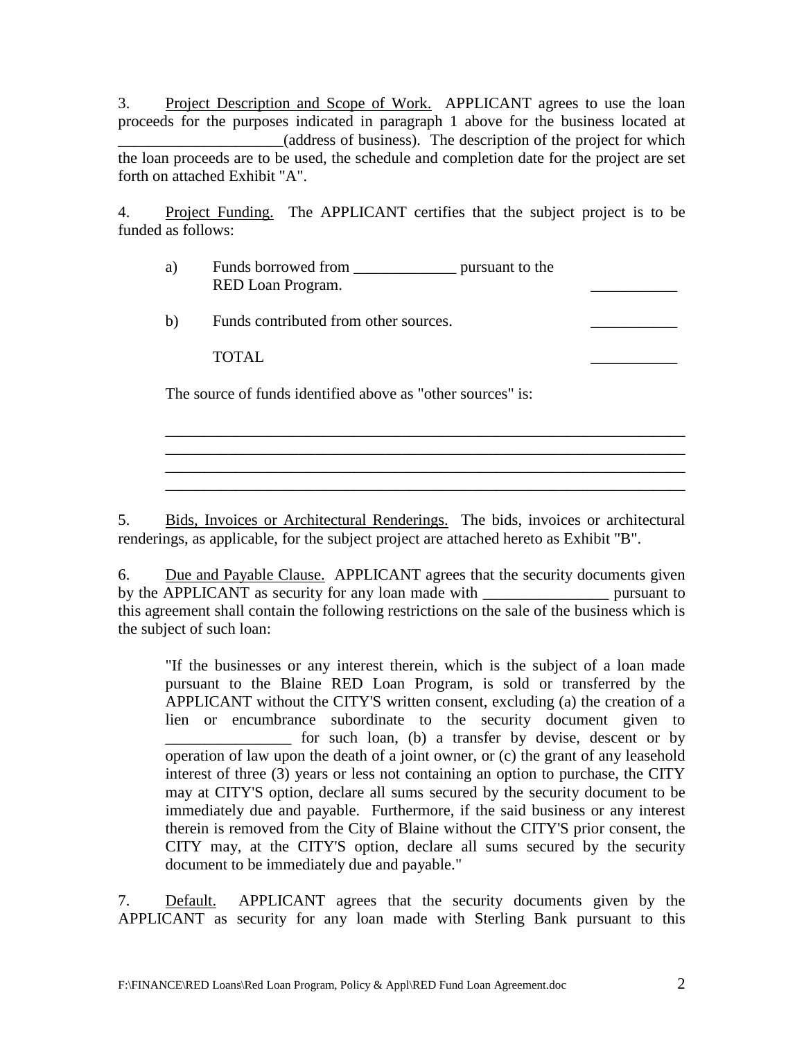3. Project Description and Scope of Work. APPLICANT agrees to use the loan proceeds for the purposes indicated in paragraph 1 above for the business located at _____________________(address of business). The description of the project for which the loan proceeds are to be used, the schedule and completion date for the project are set forth on attached Exhibit "A".

4. Project Funding. The APPLICANT certifies that the subject project is to be funded as follows:

| | | |
|---|---|---|
| a) | Funds borrowed from _____________ pursuant to the RED Loan Program. | ___________ |
| b) | Funds contributed from other sources. | ___________ |
| | TOTAL | ___________ |

The source of funds identified above as "other sources" is:

____________________________________________________________________
____________________________________________________________________
____________________________________________________________________
____________________________________________________________________

5. Bids, Invoices or Architectural Renderings. The bids, invoices or architectural renderings, as applicable, for the subject project are attached hereto as Exhibit "B".

6. Due and Payable Clause. APPLICANT agrees that the security documents given by the APPLICANT as security for any loan made with ________________ pursuant to this agreement shall contain the following restrictions on the sale of the business which is the subject of such loan:

> "If the businesses or any interest therein, which is the subject of a loan made pursuant to the Blaine RED Loan Program, is sold or transferred by the APPLICANT without the CITY'S written consent, excluding (a) the creation of a lien or encumbrance subordinate to the security document given to ________________ for such loan, (b) a transfer by devise, descent or by operation of law upon the death of a joint owner, or (c) the grant of any leasehold interest of three (3) years or less not containing an option to purchase, the CITY may at CITY'S option, declare all sums secured by the security document to be immediately due and payable. Furthermore, if the said business or any interest therein is removed from the City of Blaine without the CITY'S prior consent, the CITY may, at the CITY'S option, declare all sums secured by the security document to be immediately due and payable."

7. Default. APPLICANT agrees that the security documents given by the APPLICANT as security for any loan made with Sterling Bank pursuant to this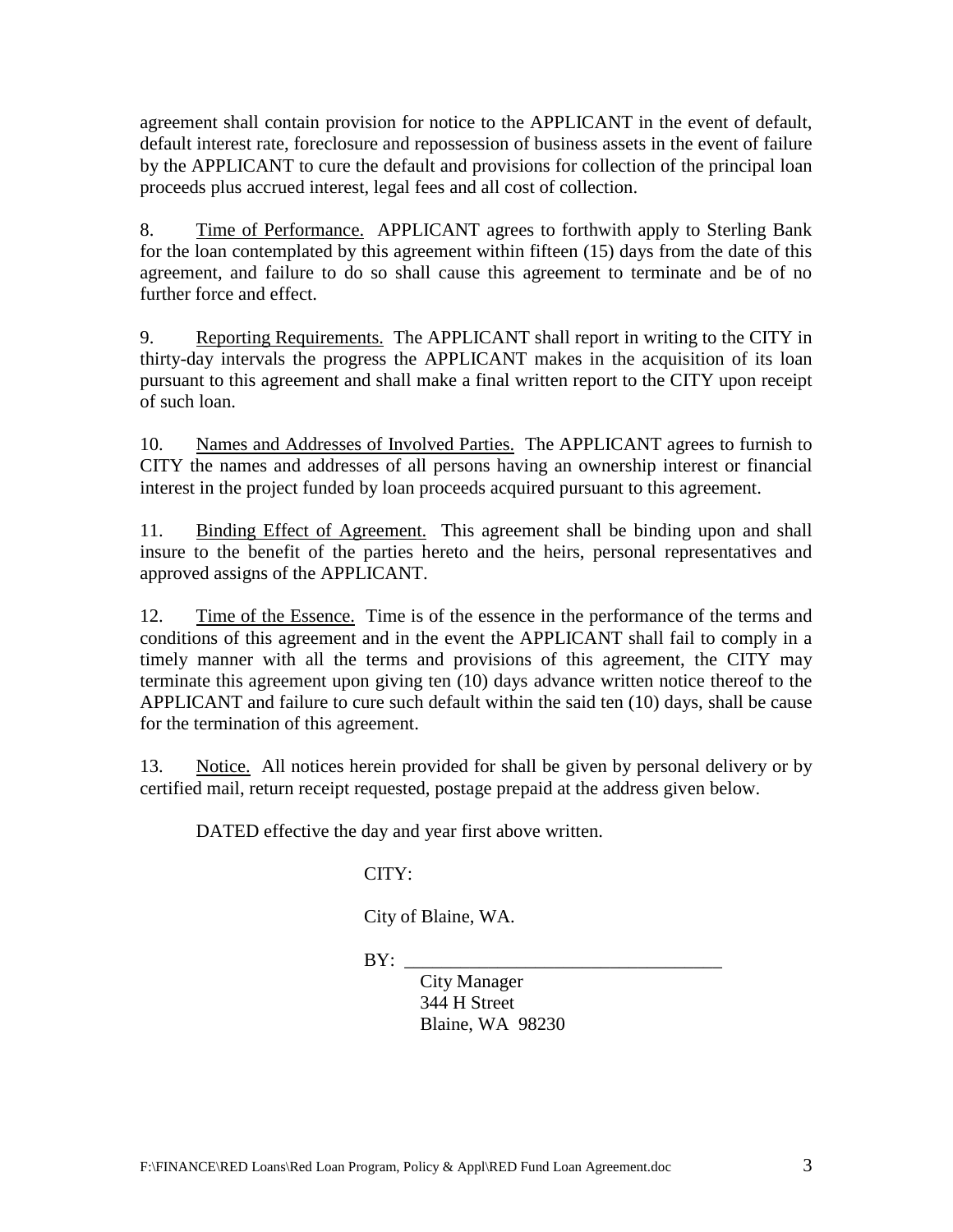agreement shall contain provision for notice to the APPLICANT in the event of default, default interest rate, foreclosure and repossession of business assets in the event of failure by the APPLICANT to cure the default and provisions for collection of the principal loan proceeds plus accrued interest, legal fees and all cost of collection.

8. Time of Performance. APPLICANT agrees to forthwith apply to Sterling Bank for the loan contemplated by this agreement within fifteen (15) days from the date of this agreement, and failure to do so shall cause this agreement to terminate and be of no further force and effect.

9. Reporting Requirements. The APPLICANT shall report in writing to the CITY in thirty-day intervals the progress the APPLICANT makes in the acquisition of its loan pursuant to this agreement and shall make a final written report to the CITY upon receipt of such loan.

10. Names and Addresses of Involved Parties. The APPLICANT agrees to furnish to CITY the names and addresses of all persons having an ownership interest or financial interest in the project funded by loan proceeds acquired pursuant to this agreement.

11. Binding Effect of Agreement. This agreement shall be binding upon and shall insure to the benefit of the parties hereto and the heirs, personal representatives and approved assigns of the APPLICANT.

12. Time of the Essence. Time is of the essence in the performance of the terms and conditions of this agreement and in the event the APPLICANT shall fail to comply in a timely manner with all the terms and provisions of this agreement, the CITY may terminate this agreement upon giving ten (10) days advance written notice thereof to the APPLICANT and failure to cure such default within the said ten (10) days, shall be cause for the termination of this agreement.

13. Notice. All notices herein provided for shall be given by personal delivery or by certified mail, return receipt requested, postage prepaid at the address given below.

DATED effective the day and year first above written.

CITY:

City of Blaine, WA.

BY: ___________________________________

City Manager
344 H Street
Blaine, WA 98230

F:\FINANCE\RED Loans\Red Loan Program, Policy & Appl\RED Fund Loan Agreement.doc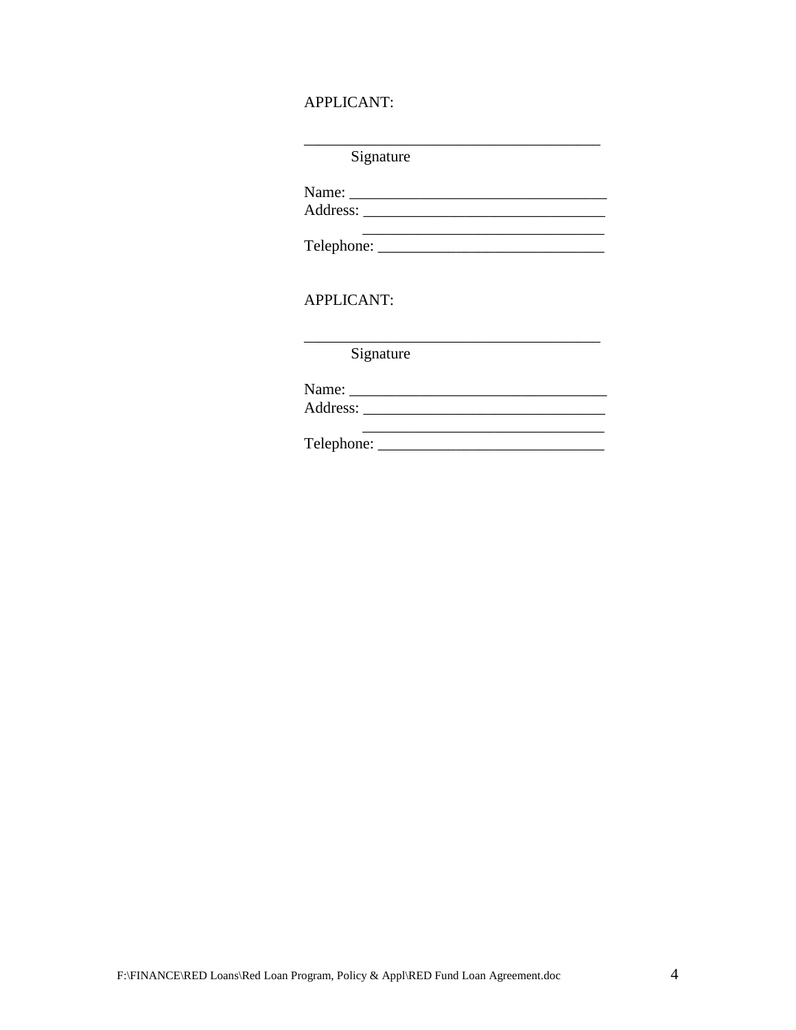APPLICANT:

\_\_\_\_\_\_\_\_\_\_\_\_\_\_\_\_\_\_\_\_\_\_\_\_\_\_\_\_\_\_\_\_\_\_\_\_\_\_
Signature

Name: \_\_\_\_\_\_\_\_\_\_\_\_\_\_\_\_\_\_\_\_\_\_\_\_\_\_\_\_\_\_\_\_\_\_
Address: \_\_\_\_\_\_\_\_\_\_\_\_\_\_\_\_\_\_\_\_\_\_\_\_\_\_\_\_\_\_\_\_
\_\_\_\_\_\_\_\_\_\_\_\_\_\_\_\_\_\_\_\_\_\_\_\_\_\_\_\_\_\_\_\_
Telephone: \_\_\_\_\_\_\_\_\_\_\_\_\_\_\_\_\_\_\_\_\_\_\_\_\_\_\_\_\_\_

APPLICANT:

\_\_\_\_\_\_\_\_\_\_\_\_\_\_\_\_\_\_\_\_\_\_\_\_\_\_\_\_\_\_\_\_\_\_\_\_\_\_
Signature

Name: \_\_\_\_\_\_\_\_\_\_\_\_\_\_\_\_\_\_\_\_\_\_\_\_\_\_\_\_\_\_\_\_\_\_
Address: \_\_\_\_\_\_\_\_\_\_\_\_\_\_\_\_\_\_\_\_\_\_\_\_\_\_\_\_\_\_\_\_
\_\_\_\_\_\_\_\_\_\_\_\_\_\_\_\_\_\_\_\_\_\_\_\_\_\_\_\_\_\_\_\_
Telephone: \_\_\_\_\_\_\_\_\_\_\_\_\_\_\_\_\_\_\_\_\_\_\_\_\_\_\_\_\_\_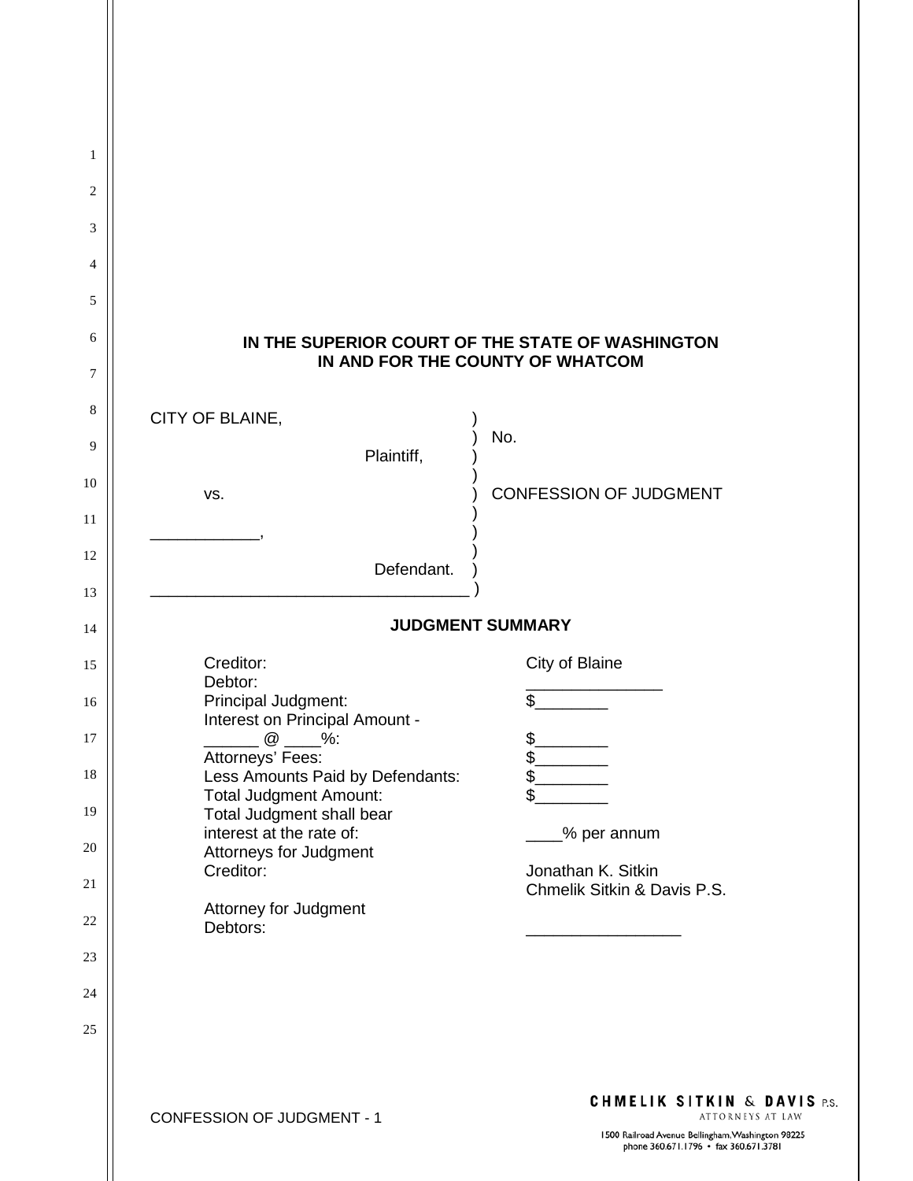**IN THE SUPERIOR COURT OF THE STATE OF WASHINGTON**
**IN AND FOR THE COUNTY OF WHATCOM**

| | | |
|---|---|---|
| CITY OF BLAINE, Plaintiff, | ) | No. |
| vs. | ) | CONFESSION OF JUDGMENT |
| ____________, Defendant. | ) | |

## JUDGMENT SUMMARY

| | |
|---|---|
| Creditor: | City of Blaine |
| Debtor: | _______________ |
| Principal Judgment: | $________ |
| Interest on Principal Amount - ______ @ ____%: | $________ |
| Attorneys' Fees: | $________ |
| Less Amounts Paid by Defendants: | $________ |
| Total Judgment Amount: | $________ |
| Total Judgment shall bear interest at the rate of: | ____% per annum |
| Attorneys for Judgment Creditor: | Jonathan K. Sitkin<br>Chmelik Sitkin & Davis P.S. |
| Attorney for Judgment Debtors: | _________________ |

CONFESSION OF JUDGMENT - 1

CHMELIK SITKIN & DAVIS P.S.
ATTORNEYS AT LAW
1500 Railroad Avenue Bellingham, Washington 98225
phone 360.671.1796 • fax 360.671.3781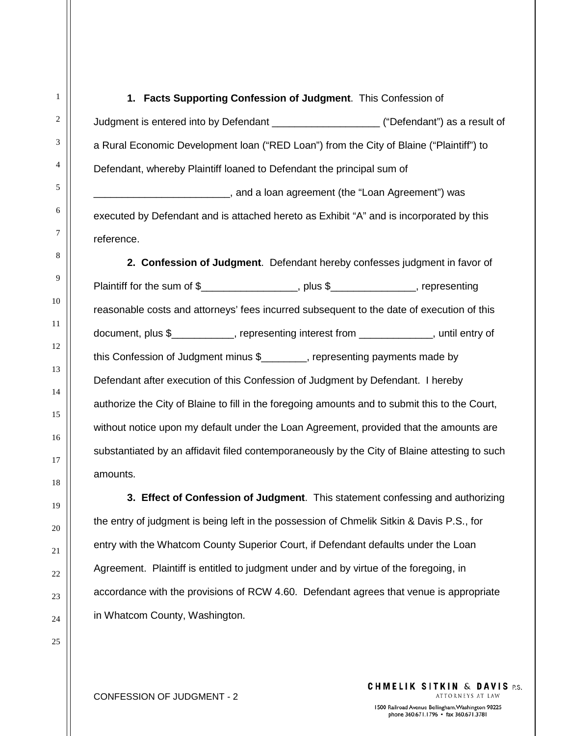**1. Facts Supporting Confession of Judgment**. This Confession of Judgment is entered into by Defendant ___________________ ("Defendant") as a result of a Rural Economic Development loan ("RED Loan") from the City of Blaine ("Plaintiff") to Defendant, whereby Plaintiff loaned to Defendant the principal sum of ________________________, and a loan agreement (the "Loan Agreement") was executed by Defendant and is attached hereto as Exhibit "A" and is incorporated by this reference.

**2. Confession of Judgment**. Defendant hereby confesses judgment in favor of Plaintiff for the sum of $_________________, plus $_______________, representing reasonable costs and attorneys' fees incurred subsequent to the date of execution of this document, plus $___________, representing interest from _____________, until entry of this Confession of Judgment minus $________, representing payments made by Defendant after execution of this Confession of Judgment by Defendant. I hereby authorize the City of Blaine to fill in the foregoing amounts and to submit this to the Court, without notice upon my default under the Loan Agreement, provided that the amounts are substantiated by an affidavit filed contemporaneously by the City of Blaine attesting to such amounts.

**3. Effect of Confession of Judgment**. This statement confessing and authorizing the entry of judgment is being left in the possession of Chmelik Sitkin & Davis P.S., for entry with the Whatcom County Superior Court, if Defendant defaults under the Loan Agreement. Plaintiff is entitled to judgment under and by virtue of the foregoing, in accordance with the provisions of RCW 4.60. Defendant agrees that venue is appropriate in Whatcom County, Washington.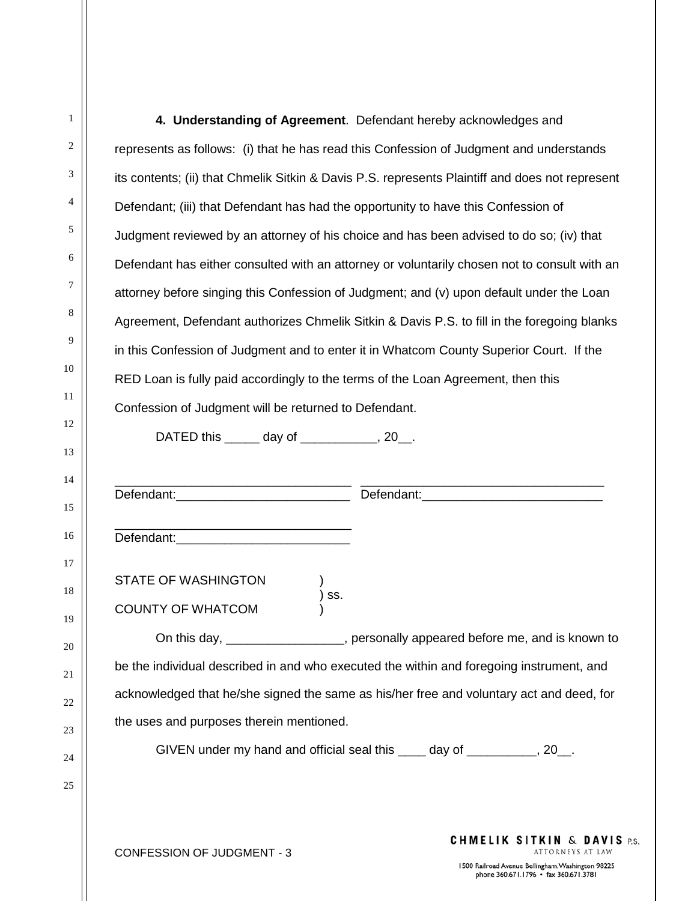**4. Understanding of Agreement**. Defendant hereby acknowledges and represents as follows: (i) that he has read this Confession of Judgment and understands its contents; (ii) that Chmelik Sitkin & Davis P.S. represents Plaintiff and does not represent Defendant; (iii) that Defendant has had the opportunity to have this Confession of Judgment reviewed by an attorney of his choice and has been advised to do so; (iv) that Defendant has either consulted with an attorney or voluntarily chosen not to consult with an attorney before singing this Confession of Judgment; and (v) upon default under the Loan Agreement, Defendant authorizes Chmelik Sitkin & Davis P.S. to fill in the foregoing blanks in this Confession of Judgment and to enter it in Whatcom County Superior Court. If the RED Loan is fully paid accordingly to the terms of the Loan Agreement, then this Confession of Judgment will be returned to Defendant.

DATED this _____ day of ___________, 20__.

_________________________________ _________________________________
Defendant:________________________ Defendant:_________________________

_________________________________
Defendant:________________________

STATE OF WASHINGTON )
) ss.
COUNTY OF WHATCOM )

On this day, _________________, personally appeared before me, and is known to be the individual described in and who executed the within and foregoing instrument, and acknowledged that he/she signed the same as his/her free and voluntary act and deed, for the uses and purposes therein mentioned.

GIVEN under my hand and official seal this ____ day of __________, 20__.

CONFESSION OF JUDGMENT - 3

**CHMELIK SITKIN & DAVIS P.S.**
ATTORNEYS AT LAW
1500 Railroad Avenue Bellingham, Washington 98225
phone 360.671.1796 • fax 360.671.3781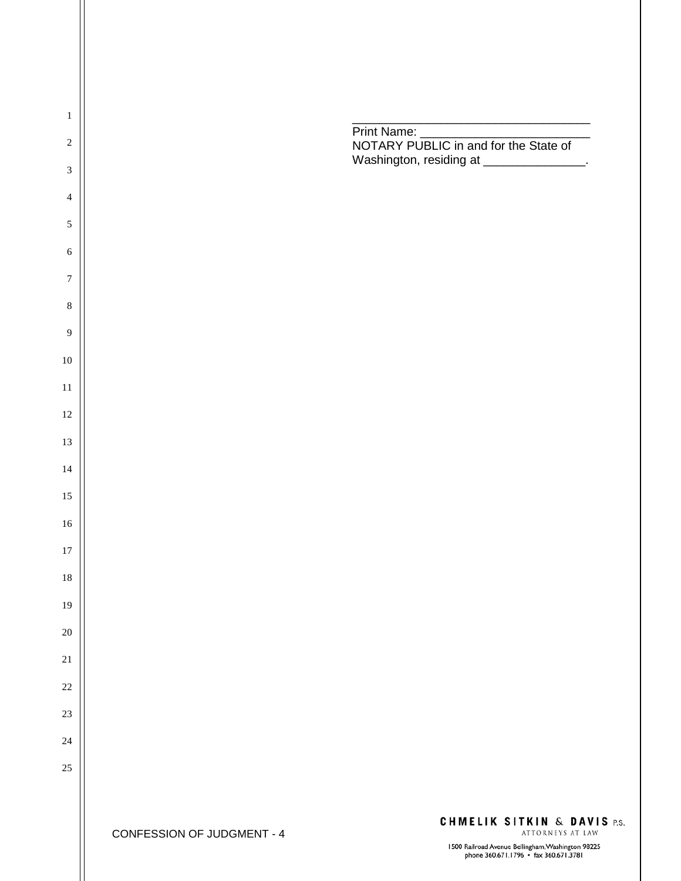\_\_\_\_\_\_\_\_\_\_\_\_\_\_\_\_\_\_\_\_\_\_\_\_\_\_\_\_\_\_\_\_\_\_\_
Print Name: \_\_\_\_\_\_\_\_\_\_\_\_\_\_\_\_\_\_\_\_\_\_\_\_\_
NOTARY PUBLIC in and for the State of Washington, residing at \_\_\_\_\_\_\_\_\_\_\_\_\_\_\_.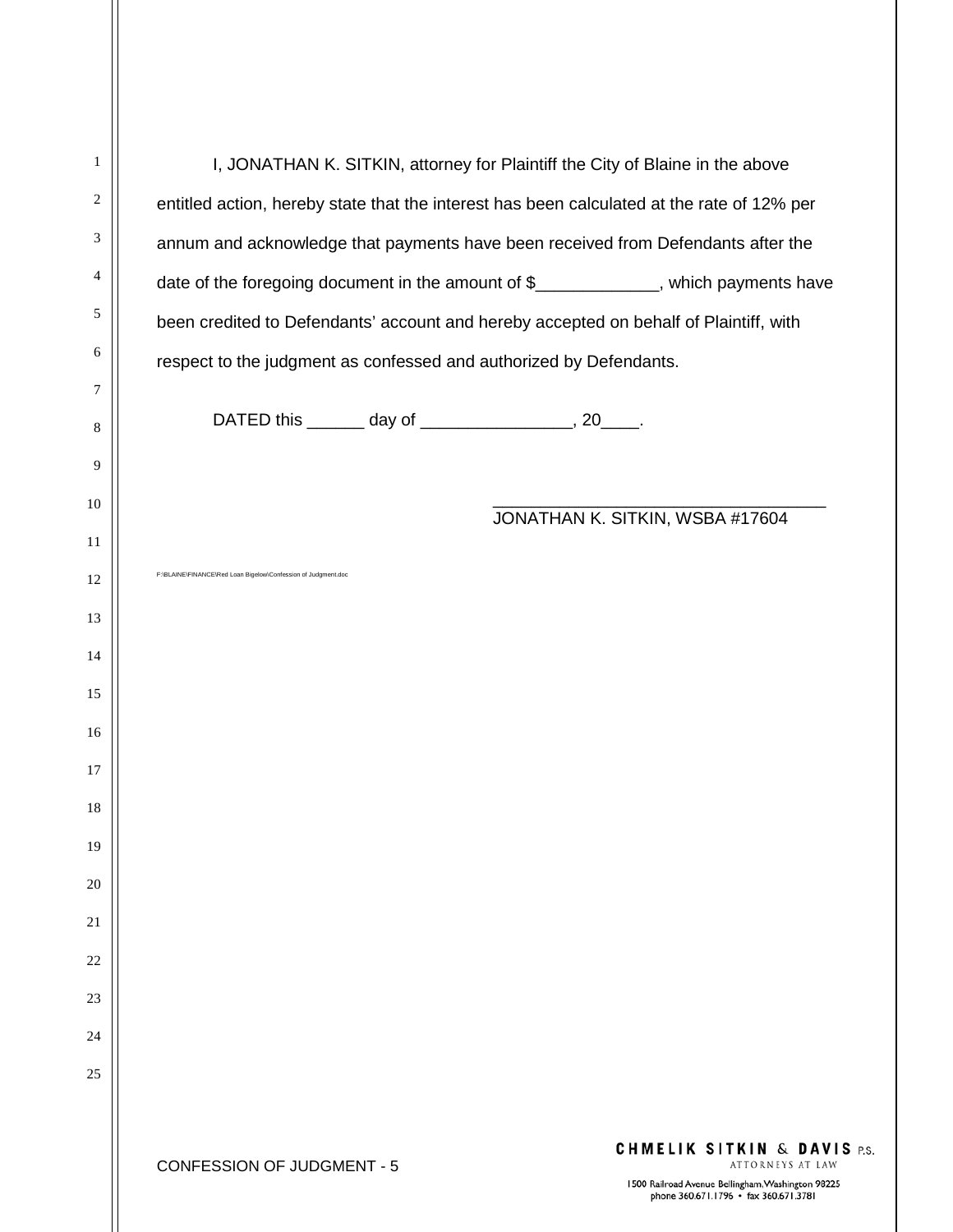I, JONATHAN K. SITKIN, attorney for Plaintiff the City of Blaine in the above entitled action, hereby state that the interest has been calculated at the rate of 12% per annum and acknowledge that payments have been received from Defendants after the date of the foregoing document in the amount of $_____________, which payments have been credited to Defendants' account and hereby accepted on behalf of Plaintiff, with respect to the judgment as confessed and authorized by Defendants.

DATED this ______ day of ________________, 20____.

___________________________________
JONATHAN K. SITKIN, WSBA #17604

F:\BLAINE\FINANCE\Red Loan Bigelow\Confession of Judgment.doc

CONFESSION OF JUDGMENT - 5

**CHMELIK SITKIN & DAVIS P.S.**
ATTORNEYS AT LAW
1500 Railroad Avenue Bellingham, Washington 98225
phone 360.671.1796 • fax 360.671.3781